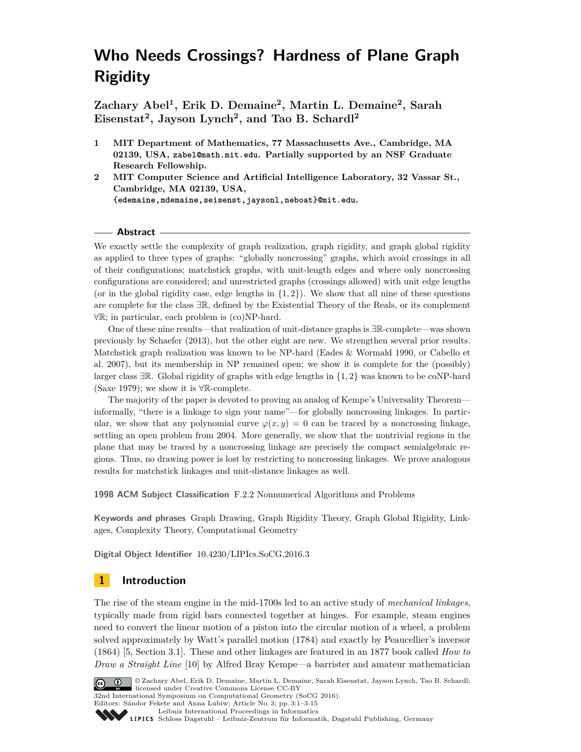# Who Needs Crossings? Hardness of Plane Graph Rigidity

**Zachary Abel[1], Erik D. Demaine[2], Martin L. Demaine[2], Sarah Eisenstat[2], Jayson Lynch[2], and Tao B. Schardl[2]**

1. **MIT Department of Mathematics, 77 Massachusetts Ave., Cambridge, MA 02139, USA, zabel@math.mit.edu. Partially supported by an NSF Graduate Research Fellowship.**
2. **MIT Computer Science and Artificial Intelligence Laboratory, 32 Vassar St., Cambridge, MA 02139, USA, {edemaine,mdemaine,seisenst,jaysonl,neboat}@mit.edu.**

## Abstract

We exactly settle the complexity of graph realization, graph rigidity, and graph global rigidity as applied to three types of graphs: "globally noncrossing" graphs, which avoid crossings in all of their configurations; matchstick graphs, with unit-length edges and where only noncrossing configurations are considered; and unrestricted graphs (crossings allowed) with unit edge lengths (or in the global rigidity case, edge lengths in $\{1, 2\}$). We show that all nine of these questions are complete for the class $\exists\mathbb{R}$, defined by the Existential Theory of the Reals, or its complement $\forall\mathbb{R}$; in particular, each problem is (co)NP-hard.

One of these nine results—that realization of unit-distance graphs is $\exists\mathbb{R}$-complete—was shown previously by Schaefer (2013), but the other eight are new. We strengthen several prior results. Matchstick graph realization was known to be NP-hard (Eades & Wormald 1990, or Cabello et al. 2007), but its membership in NP remained open; we show it is complete for the (possibly) larger class $\exists\mathbb{R}$. Global rigidity of graphs with edge lengths in $\{1, 2\}$ was known to be coNP-hard (Saxe 1979); we show it is $\forall\mathbb{R}$-complete.

The majority of the paper is devoted to proving an analog of Kempe's Universality Theorem—informally, "there is a linkage to sign your name"—for globally noncrossing linkages. In particular, we show that any polynomial curve $\varphi(x, y) = 0$ can be traced by a noncrossing linkage, settling an open problem from 2004. More generally, we show that the nontrivial regions in the plane that may be traced by a noncrossing linkage are precisely the compact semialgebraic regions. Thus, no drawing power is lost by restricting to noncrossing linkages. We prove analogous results for matchstick linkages and unit-distance linkages as well.

**1998 ACM Subject Classification** F.2.2 Nonnumerical Algorithms and Problems

**Keywords and phrases** Graph Drawing, Graph Rigidity Theory, Graph Global Rigidity, Linkages, Complexity Theory, Computational Geometry

**Digital Object Identifier** 10.4230/LIPIcs.SoCG.2016.3

## 1 Introduction

The rise of the steam engine in the mid-1700s led to an active study of *mechanical linkages*, typically made from rigid bars connected together at hinges. For example, steam engines need to convert the linear motion of a piston into the circular motion of a wheel, a problem solved approximately by Watt's parallel motion (1784) and exactly by Peaucellier's inversor (1864) [5, Section 3.1]. These and other linkages are featured in an 1877 book called *How to Draw a Straight Line* [10] by Alfred Bray Kempe—a barrister and amateur mathematician

© Zachary Abel, Erik D. Demaine, Martin L. Demaine, Sarah Eisenstat, Jayson Lynch, Tao B. Schardl; licensed under Creative Commons License CC-BY
32nd International Symposium on Computational Geometry (SoCG 2016).
Editors: Sándor Fekete and Anna Lubiw; Article No. 3; pp. 3:1–3:15
Leibniz International Proceedings in Informatics
Schloss Dagstuhl – Leibniz-Zentrum für Informatik, Dagstuhl Publishing, Germany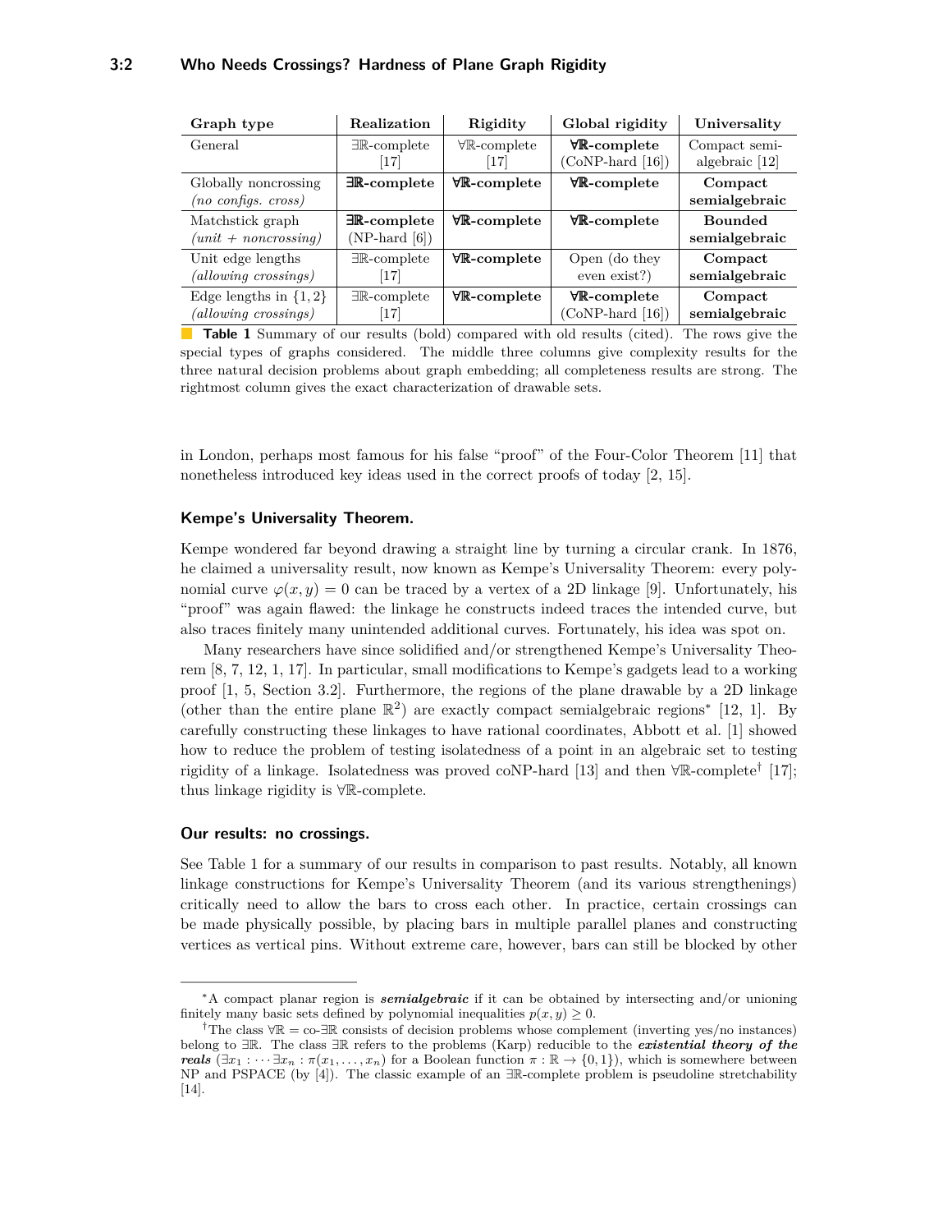| Graph type | Realization | Rigidity | Global rigidity | Universality |
|---|---|---|---|---|
| General | ∃ℝ-complete [17] | ∀ℝ-complete [17] | **∀ℝ-complete** (CoNP-hard [16]) | Compact semi-algebraic [12] |
| Globally noncrossing *(no configs. cross)* | **∃ℝ-complete** | **∀ℝ-complete** | **∀ℝ-complete** | **Compact semialgebraic** |
| Matchstick graph *(unit + noncrossing)* | **∃ℝ-complete** (NP-hard [6]) | **∀ℝ-complete** | **∀ℝ-complete** | **Bounded semialgebraic** |
| Unit edge lengths *(allowing crossings)* | ∃ℝ-complete [17] | **∀ℝ-complete** | Open (do they even exist?) | **Compact semialgebraic** |
| Edge lengths in $\{1, 2\}$ *(allowing crossings)* | ∃ℝ-complete [17] | **∀ℝ-complete** | **∀ℝ-complete** (CoNP-hard [16]) | **Compact semialgebraic** |

**Table 1** Summary of our results (bold) compared with old results (cited). The rows give the special types of graphs considered. The middle three columns give complexity results for the three natural decision problems about graph embedding; all completeness results are strong. The rightmost column gives the exact characterization of drawable sets.

in London, perhaps most famous for his false "proof" of the Four-Color Theorem [11] that nonetheless introduced key ideas used in the correct proofs of today [2, 15].

#### Kempe's Universality Theorem.

Kempe wondered far beyond drawing a straight line by turning a circular crank. In 1876, he claimed a universality result, now known as Kempe's Universality Theorem: every polynomial curve $\varphi(x, y) = 0$ can be traced by a vertex of a 2D linkage [9]. Unfortunately, his "proof" was again flawed: the linkage he constructs indeed traces the intended curve, but also traces finitely many unintended additional curves. Fortunately, his idea was spot on.

Many researchers have since solidified and/or strengthened Kempe's Universality Theorem [8, 7, 12, 1, 17]. In particular, small modifications to Kempe's gadgets lead to a working proof [1, 5, Section 3.2]. Furthermore, the regions of the plane drawable by a 2D linkage (other than the entire plane $\mathbb{R}^2$) are exactly compact semialgebraic regions* [12, 1]. By carefully constructing these linkages to have rational coordinates, Abbott et al. [1] showed how to reduce the problem of testing isolatedness of a point in an algebraic set to testing rigidity of a linkage. Isolatedness was proved coNP-hard [13] and then ∀ℝ-complete† [17]; thus linkage rigidity is ∀ℝ-complete.

#### Our results: no crossings.

See Table 1 for a summary of our results in comparison to past results. Notably, all known linkage constructions for Kempe's Universality Theorem (and its various strengthenings) critically need to allow the bars to cross each other. In practice, certain crossings can be made physically possible, by placing bars in multiple parallel planes and constructing vertices as vertical pins. Without extreme care, however, bars can still be blocked by other

---

\* A compact planar region is ***semialgebraic*** if it can be obtained by intersecting and/or unioning finitely many basic sets defined by polynomial inequalities $p(x, y) \geq 0$.

† The class ∀ℝ = co-∃ℝ consists of decision problems whose complement (inverting yes/no instances) belong to ∃ℝ. The class ∃ℝ refers to the problems (Karp) reducible to the ***existential theory of the reals*** ($\exists x_1 : \cdots \exists x_n : \pi(x_1, \ldots, x_n)$ for a Boolean function $\pi : \mathbb{R} \to \{0, 1\}$), which is somewhere between NP and PSPACE (by [4]). The classic example of an ∃ℝ-complete problem is pseudoline stretchability [14].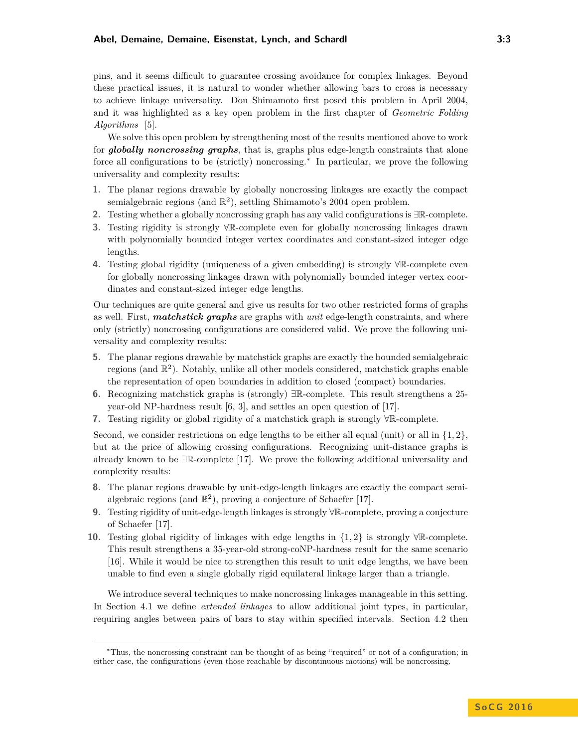pins, and it seems difficult to guarantee crossing avoidance for complex linkages. Beyond these practical issues, it is natural to wonder whether allowing bars to cross is necessary to achieve linkage universality. Don Shimamoto first posed this problem in April 2004, and it was highlighted as a key open problem in the first chapter of *Geometric Folding Algorithms* [5].

We solve this open problem by strengthening most of the results mentioned above to work for ***globally noncrossing graphs***, that is, graphs plus edge-length constraints that alone force all configurations to be (strictly) noncrossing.* In particular, we prove the following universality and complexity results:

1. The planar regions drawable by globally noncrossing linkages are exactly the compact semialgebraic regions (and $\mathbb{R}^2$), settling Shimamoto's 2004 open problem.
2. Testing whether a globally noncrossing graph has any valid configurations is $\exists\mathbb{R}$-complete.
3. Testing rigidity is strongly $\forall\mathbb{R}$-complete even for globally noncrossing linkages drawn with polynomially bounded integer vertex coordinates and constant-sized integer edge lengths.
4. Testing global rigidity (uniqueness of a given embedding) is strongly $\forall\mathbb{R}$-complete even for globally noncrossing linkages drawn with polynomially bounded integer vertex coordinates and constant-sized integer edge lengths.

Our techniques are quite general and give us results for two other restricted forms of graphs as well. First, ***matchstick graphs*** are graphs with *unit* edge-length constraints, and where only (strictly) noncrossing configurations are considered valid. We prove the following universality and complexity results:

5. The planar regions drawable by matchstick graphs are exactly the bounded semialgebraic regions (and $\mathbb{R}^2$). Notably, unlike all other models considered, matchstick graphs enable the representation of open boundaries in addition to closed (compact) boundaries.
6. Recognizing matchstick graphs is (strongly) $\exists\mathbb{R}$-complete. This result strengthens a 25-year-old NP-hardness result [6, 3], and settles an open question of [17].
7. Testing rigidity or global rigidity of a matchstick graph is strongly $\forall\mathbb{R}$-complete.

Second, we consider restrictions on edge lengths to be either all equal (unit) or all in $\{1, 2\}$, but at the price of allowing crossing configurations. Recognizing unit-distance graphs is already known to be $\exists\mathbb{R}$-complete [17]. We prove the following additional universality and complexity results:

8. The planar regions drawable by unit-edge-length linkages are exactly the compact semialgebraic regions (and $\mathbb{R}^2$), proving a conjecture of Schaefer [17].
9. Testing rigidity of unit-edge-length linkages is strongly $\forall\mathbb{R}$-complete, proving a conjecture of Schaefer [17].
10. Testing global rigidity of linkages with edge lengths in $\{1, 2\}$ is strongly $\forall\mathbb{R}$-complete. This result strengthens a 35-year-old strong-coNP-hardness result for the same scenario [16]. While it would be nice to strengthen this result to unit edge lengths, we have been unable to find even a single globally rigid equilateral linkage larger than a triangle.

We introduce several techniques to make noncrossing linkages manageable in this setting. In Section 4.1 we define *extended linkages* to allow additional joint types, in particular, requiring angles between pairs of bars to stay within specified intervals. Section 4.2 then

*Thus, the noncrossing constraint can be thought of as being "required" or not of a configuration; in either case, the configurations (even those reachable by discontinuous motions) will be noncrossing.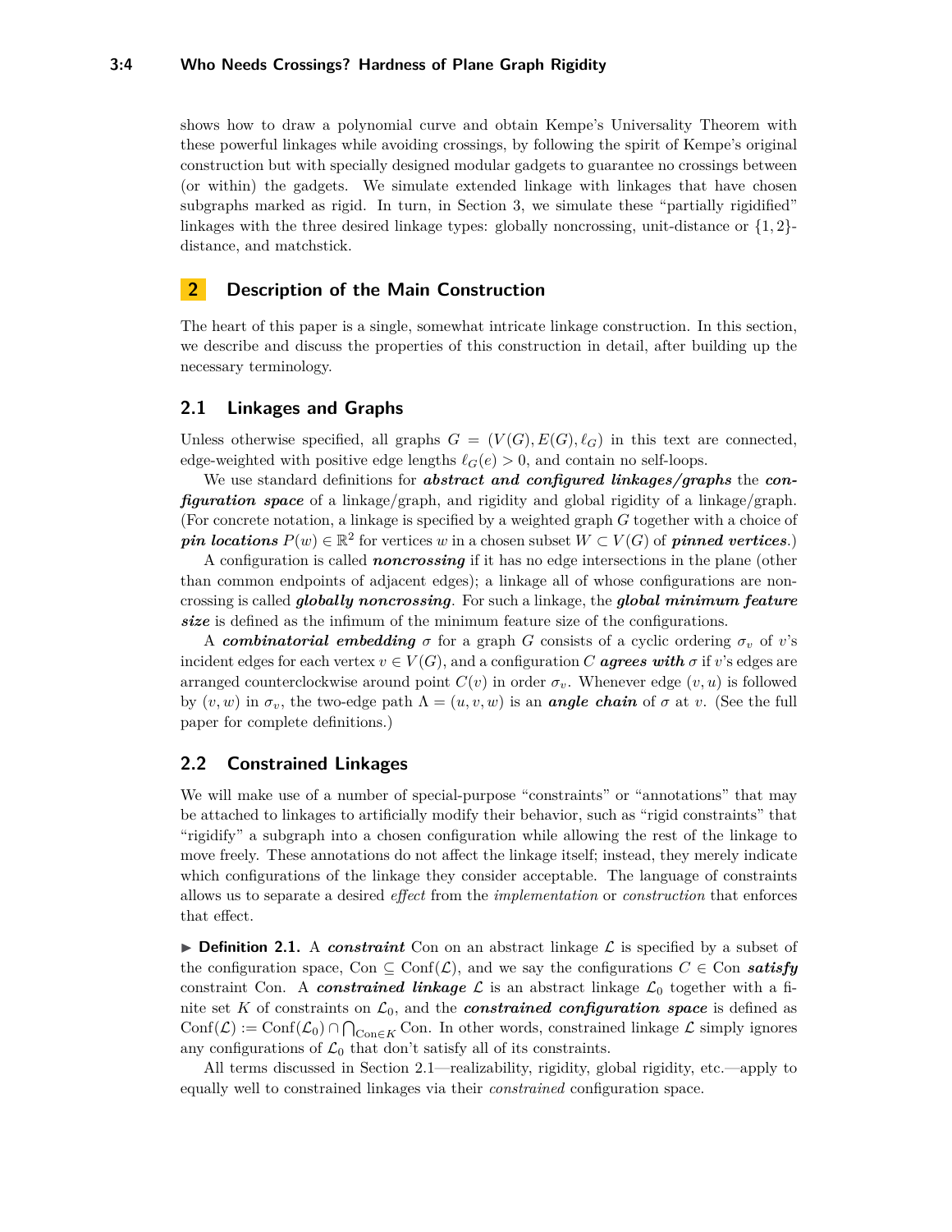shows how to draw a polynomial curve and obtain Kempe's Universality Theorem with these powerful linkages while avoiding crossings, by following the spirit of Kempe's original construction but with specially designed modular gadgets to guarantee no crossings between (or within) the gadgets. We simulate extended linkage with linkages that have chosen subgraphs marked as rigid. In turn, in Section 3, we simulate these "partially rigidified" linkages with the three desired linkage types: globally noncrossing, unit-distance or $\{1, 2\}$-distance, and matchstick.

## 2 Description of the Main Construction

The heart of this paper is a single, somewhat intricate linkage construction. In this section, we describe and discuss the properties of this construction in detail, after building up the necessary terminology.

### 2.1 Linkages and Graphs

Unless otherwise specified, all graphs $G = (V(G), E(G), \ell_G)$ in this text are connected, edge-weighted with positive edge lengths $\ell_G(e) > 0$, and contain no self-loops.

We use standard definitions for ***abstract and configured linkages/graphs*** the ***configuration space*** of a linkage/graph, and rigidity and global rigidity of a linkage/graph. (For concrete notation, a linkage is specified by a weighted graph $G$ together with a choice of ***pin locations*** $P(w) \in \mathbb{R}^2$ for vertices $w$ in a chosen subset $W \subset V(G)$ of ***pinned vertices***.)

A configuration is called ***noncrossing*** if it has no edge intersections in the plane (other than common endpoints of adjacent edges); a linkage all of whose configurations are noncrossing is called ***globally noncrossing***. For such a linkage, the ***global minimum feature size*** is defined as the infimum of the minimum feature size of the configurations.

A ***combinatorial embedding*** $\sigma$ for a graph $G$ consists of a cyclic ordering $\sigma_v$ of $v$'s incident edges for each vertex $v \in V(G)$, and a configuration $C$ ***agrees with*** $\sigma$ if $v$'s edges are arranged counterclockwise around point $C(v)$ in order $\sigma_v$. Whenever edge $(v, u)$ is followed by $(v, w)$ in $\sigma_v$, the two-edge path $\Lambda = (u, v, w)$ is an ***angle chain*** of $\sigma$ at $v$. (See the full paper for complete definitions.)

### 2.2 Constrained Linkages

We will make use of a number of special-purpose "constraints" or "annotations" that may be attached to linkages to artificially modify their behavior, such as "rigid constraints" that "rigidify" a subgraph into a chosen configuration while allowing the rest of the linkage to move freely. These annotations do not affect the linkage itself; instead, they merely indicate which configurations of the linkage they consider acceptable. The language of constraints allows us to separate a desired *effect* from the *implementation* or *construction* that enforces that effect.

▶ **Definition 2.1.** A ***constraint*** Con on an abstract linkage $\mathcal{L}$ is specified by a subset of the configuration space, $\text{Con} \subseteq \text{Conf}(\mathcal{L})$, and we say the configurations $C \in \text{Con}$ ***satisfy*** constraint Con. A ***constrained linkage*** $\mathcal{L}$ is an abstract linkage $\mathcal{L}_0$ together with a finite set $K$ of constraints on $\mathcal{L}_0$, and the ***constrained configuration space*** is defined as $\text{Conf}(\mathcal{L}) := \text{Conf}(\mathcal{L}_0) \cap \bigcap_{\text{Con} \in K} \text{Con}$. In other words, constrained linkage $\mathcal{L}$ simply ignores any configurations of $\mathcal{L}_0$ that don't satisfy all of its constraints.

All terms discussed in Section 2.1—realizability, rigidity, global rigidity, etc.—apply to equally well to constrained linkages via their *constrained* configuration space.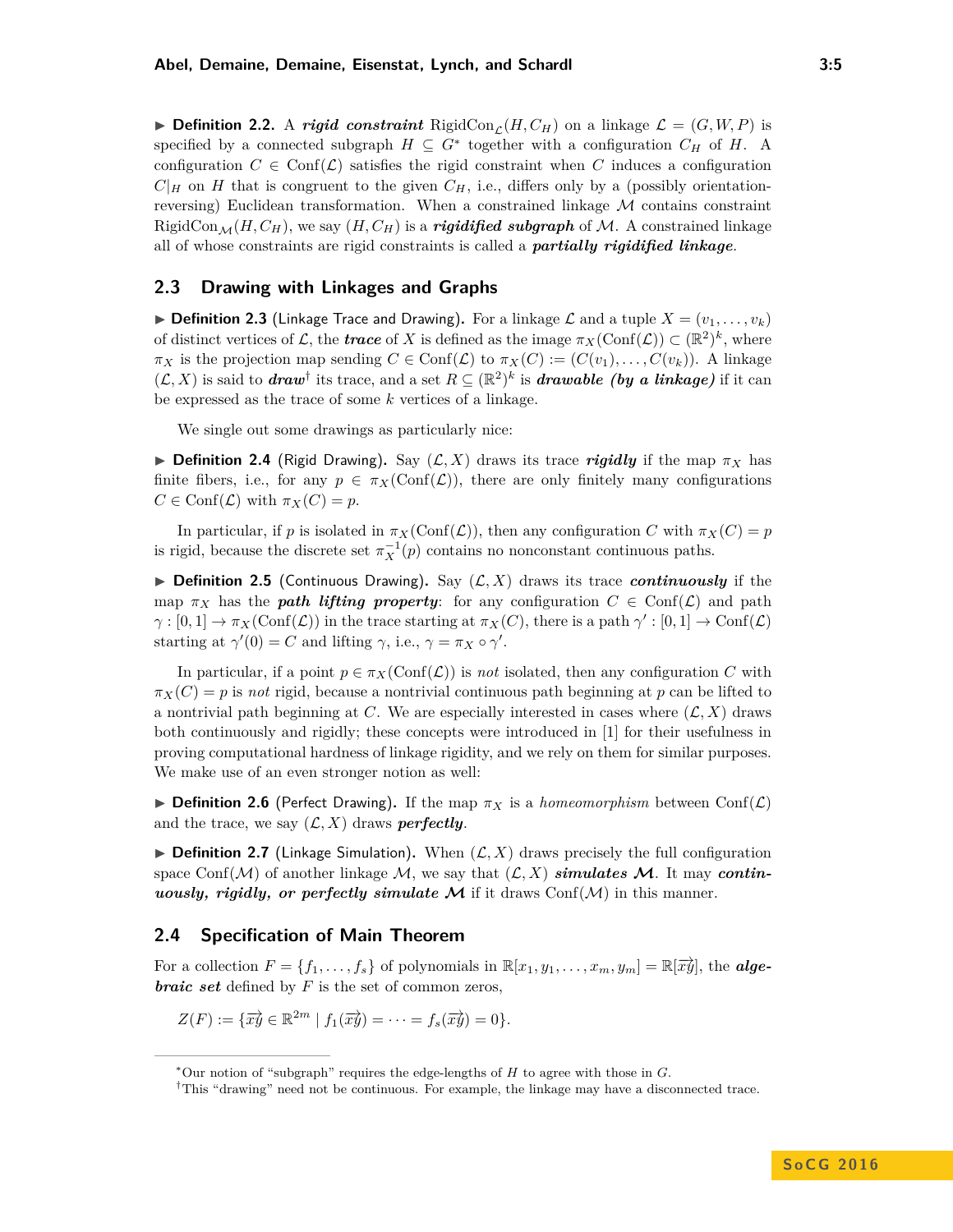▶ **Definition 2.2.** A ***rigid constraint*** $\text{RigidCon}_{\mathcal{L}}(H, C_H)$ on a linkage $\mathcal{L} = (G, W, P)$ is specified by a connected subgraph $H \subseteq G$* together with a configuration $C_H$ of $H$. A configuration $C \in \text{Conf}(\mathcal{L})$ satisfies the rigid constraint when $C$ induces a configuration $C|_H$ on $H$ that is congruent to the given $C_H$, i.e., differs only by a (possibly orientation-reversing) Euclidean transformation. When a constrained linkage $\mathcal{M}$ contains constraint $\text{RigidCon}_{\mathcal{M}}(H, C_H)$, we say $(H, C_H)$ is a ***rigidified subgraph*** of $\mathcal{M}$. A constrained linkage all of whose constraints are rigid constraints is called a ***partially rigidified linkage***.

## 2.3 Drawing with Linkages and Graphs

▶ **Definition 2.3** (Linkage Trace and Drawing)**.** For a linkage $\mathcal{L}$ and a tuple $X = (v_1, \ldots, v_k)$ of distinct vertices of $\mathcal{L}$, the ***trace*** of $X$ is defined as the image $\pi_X(\text{Conf}(\mathcal{L})) \subset (\mathbb{R}^2)^k$, where $\pi_X$ is the projection map sending $C \in \text{Conf}(\mathcal{L})$ to $\pi_X(C) := (C(v_1), \ldots, C(v_k))$. A linkage $(\mathcal{L}, X)$ is said to ***draw***† its trace, and a set $R \subseteq (\mathbb{R}^2)^k$ is ***drawable (by a linkage)*** if it can be expressed as the trace of some $k$ vertices of a linkage.

We single out some drawings as particularly nice:

▶ **Definition 2.4** (Rigid Drawing)**.** Say $(\mathcal{L}, X)$ draws its trace ***rigidly*** if the map $\pi_X$ has finite fibers, i.e., for any $p \in \pi_X(\text{Conf}(\mathcal{L}))$, there are only finitely many configurations $C \in \text{Conf}(\mathcal{L})$ with $\pi_X(C) = p$.

In particular, if $p$ is isolated in $\pi_X(\text{Conf}(\mathcal{L}))$, then any configuration $C$ with $\pi_X(C) = p$ is rigid, because the discrete set $\pi_X^{-1}(p)$ contains no nonconstant continuous paths.

▶ **Definition 2.5** (Continuous Drawing)**.** Say $(\mathcal{L}, X)$ draws its trace ***continuously*** if the map $\pi_X$ has the ***path lifting property***: for any configuration $C \in \text{Conf}(\mathcal{L})$ and path $\gamma : [0, 1] \to \pi_X(\text{Conf}(\mathcal{L}))$ in the trace starting at $\pi_X(C)$, there is a path $\gamma' : [0, 1] \to \text{Conf}(\mathcal{L})$ starting at $\gamma'(0) = C$ and lifting $\gamma$, i.e., $\gamma = \pi_X \circ \gamma'$.

In particular, if a point $p \in \pi_X(\text{Conf}(\mathcal{L}))$ is *not* isolated, then any configuration $C$ with $\pi_X(C) = p$ is *not* rigid, because a nontrivial continuous path beginning at $p$ can be lifted to a nontrivial path beginning at $C$. We are especially interested in cases where $(\mathcal{L}, X)$ draws both continuously and rigidly; these concepts were introduced in [1] for their usefulness in proving computational hardness of linkage rigidity, and we rely on them for similar purposes. We make use of an even stronger notion as well:

▶ **Definition 2.6** (Perfect Drawing)**.** If the map $\pi_X$ is a *homeomorphism* between $\text{Conf}(\mathcal{L})$ and the trace, we say $(\mathcal{L}, X)$ draws ***perfectly***.

▶ **Definition 2.7** (Linkage Simulation)**.** When $(\mathcal{L}, X)$ draws precisely the full configuration space $\text{Conf}(\mathcal{M})$ of another linkage $\mathcal{M}$, we say that $(\mathcal{L}, X)$ ***simulates*** $\mathcal{M}$. It may ***continuously, rigidly, or perfectly simulate*** $\mathcal{M}$ if it draws $\text{Conf}(\mathcal{M})$ in this manner.

## 2.4 Specification of Main Theorem

For a collection $F = \{f_1, \ldots, f_s\}$ of polynomials in $\mathbb{R}[x_1, y_1, \ldots, x_m, y_m] = \mathbb{R}[\overrightarrow{xy}]$, the ***algebraic set*** defined by $F$ is the set of common zeros,

$$Z(F) := \{\overrightarrow{xy} \in \mathbb{R}^{2m} \mid f_1(\overrightarrow{xy}) = \cdots = f_s(\overrightarrow{xy}) = 0\}.$$

---

*Our notion of "subgraph" requires the edge-lengths of $H$ to agree with those in $G$.

†This "drawing" need not be continuous. For example, the linkage may have a disconnected trace.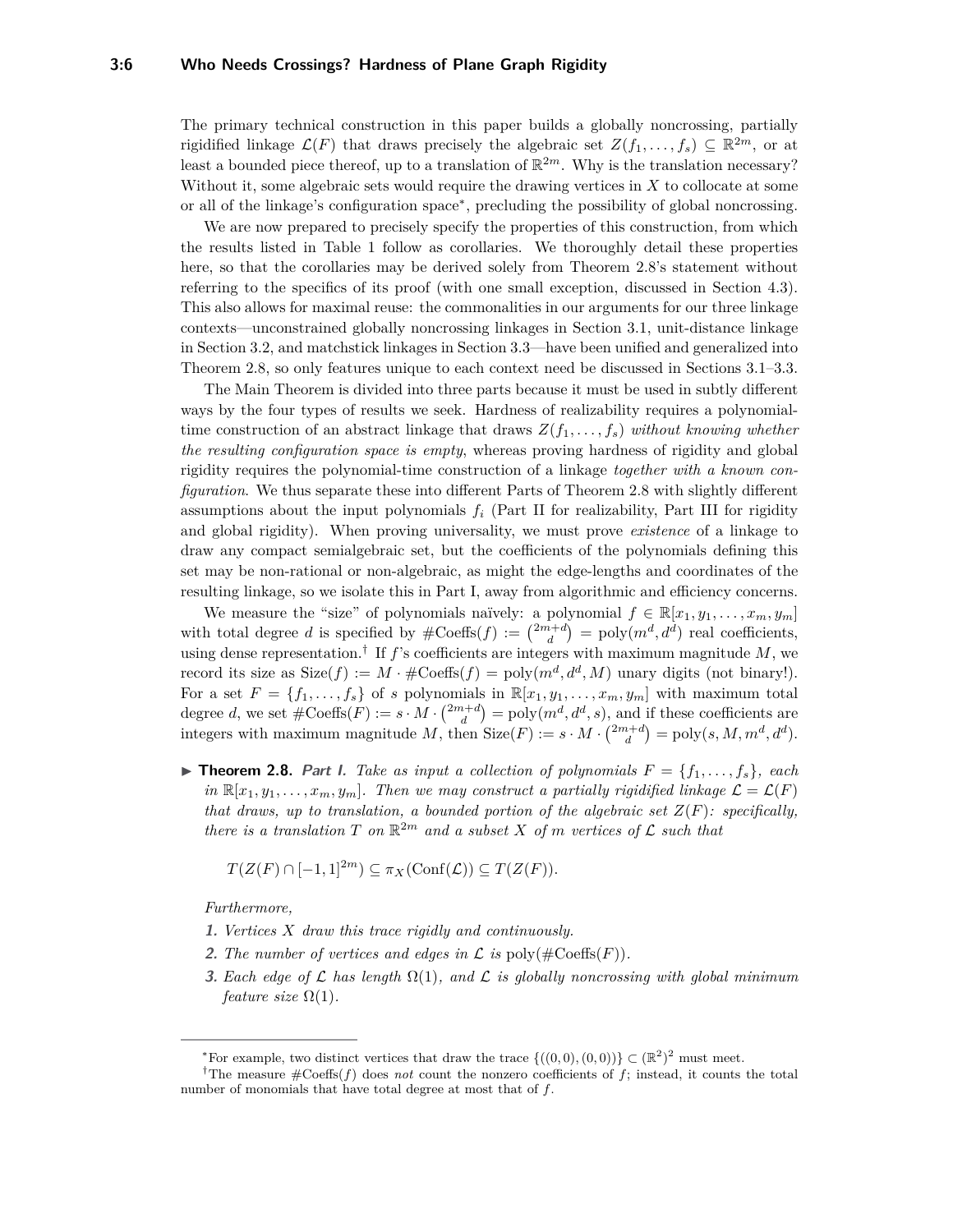The primary technical construction in this paper builds a globally noncrossing, partially rigidified linkage $\mathcal{L}(F)$ that draws precisely the algebraic set $Z(f_1, \ldots, f_s) \subseteq \mathbb{R}^{2m}$, or at least a bounded piece thereof, up to a translation of $\mathbb{R}^{2m}$. Why is the translation necessary? Without it, some algebraic sets would require the drawing vertices in $X$ to collocate at some or all of the linkage's configuration space*, precluding the possibility of global noncrossing.

We are now prepared to precisely specify the properties of this construction, from which the results listed in Table 1 follow as corollaries. We thoroughly detail these properties here, so that the corollaries may be derived solely from Theorem 2.8's statement without referring to the specifics of its proof (with one small exception, discussed in Section 4.3). This also allows for maximal reuse: the commonalities in our arguments for our three linkage contexts—unconstrained globally noncrossing linkages in Section 3.1, unit-distance linkage in Section 3.2, and matchstick linkages in Section 3.3—have been unified and generalized into Theorem 2.8, so only features unique to each context need be discussed in Sections 3.1–3.3.

The Main Theorem is divided into three parts because it must be used in subtly different ways by the four types of results we seek. Hardness of realizability requires a polynomial-time construction of an abstract linkage that draws $Z(f_1, \ldots, f_s)$ *without knowing whether the resulting configuration space is empty*, whereas proving hardness of rigidity and global rigidity requires the polynomial-time construction of a linkage *together with a known configuration*. We thus separate these into different Parts of Theorem 2.8 with slightly different assumptions about the input polynomials $f_i$ (Part II for realizability, Part III for rigidity and global rigidity). When proving universality, we must prove *existence* of a linkage to draw any compact semialgebraic set, but the coefficients of the polynomials defining this set may be non-rational or non-algebraic, as might the edge-lengths and coordinates of the resulting linkage, so we isolate this in Part I, away from algorithmic and efficiency concerns.

We measure the "size" of polynomials naïvely: a polynomial $f \in \mathbb{R}[x_1, y_1, \ldots, x_m, y_m]$ with total degree $d$ is specified by $\#\mathrm{Coeffs}(f) := \binom{2m+d}{d} = \mathrm{poly}(m^d, d^d)$ real coefficients, using dense representation.† If $f$'s coefficients are integers with maximum magnitude $M$, we record its size as $\mathrm{Size}(f) := M \cdot \#\mathrm{Coeffs}(f) = \mathrm{poly}(m^d, d^d, M)$ unary digits (not binary!). For a set $F = \{f_1, \ldots, f_s\}$ of $s$ polynomials in $\mathbb{R}[x_1, y_1, \ldots, x_m, y_m]$ with maximum total degree $d$, we set $\#\mathrm{Coeffs}(F) := s \cdot M \cdot \binom{2m+d}{d} = \mathrm{poly}(m^d, d^d, s)$, and if these coefficients are integers with maximum magnitude $M$, then $\mathrm{Size}(F) := s \cdot M \cdot \binom{2m+d}{d} = \mathrm{poly}(s, M, m^d, d^d)$.

▶ **Theorem 2.8.** ***Part I.*** *Take as input a collection of polynomials $F = \{f_1, \ldots, f_s\}$, each in $\mathbb{R}[x_1, y_1, \ldots, x_m, y_m]$. Then we may construct a partially rigidified linkage $\mathcal{L} = \mathcal{L}(F)$ that draws, up to translation, a bounded portion of the algebraic set $Z(F)$: specifically, there is a translation $T$ on $\mathbb{R}^{2m}$ and a subset $X$ of $m$ vertices of $\mathcal{L}$ such that*

$$T(Z(F) \cap [-1, 1]^{2m}) \subseteq \pi_X(\mathrm{Conf}(\mathcal{L})) \subseteq T(Z(F)).$$

*Furthermore,*

1. *Vertices $X$ draw this trace rigidly and continuously.*
2. *The number of vertices and edges in $\mathcal{L}$ is $\mathrm{poly}(\#\mathrm{Coeffs}(F))$.*
3. *Each edge of $\mathcal{L}$ has length $\Omega(1)$, and $\mathcal{L}$ is globally noncrossing with global minimum feature size $\Omega(1)$.*

---

*For example, two distinct vertices that draw the trace $\{((0, 0), (0, 0))\} \subset (\mathbb{R}^2)^2$ must meet.

†The measure $\#\mathrm{Coeffs}(f)$ does *not* count the nonzero coefficients of $f$; instead, it counts the total number of monomials that have total degree at most that of $f$.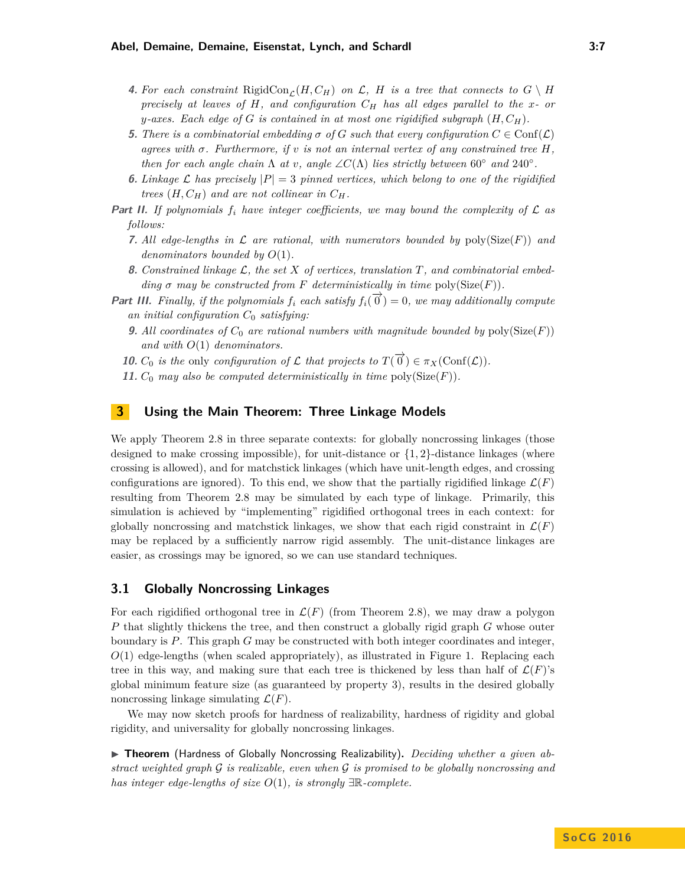4. *For each constraint* $\text{RigidCon}_{\mathcal{L}}(H, C_H)$ *on* $\mathcal{L}$*,* $H$ *is a tree that connects to* $G \setminus H$ *precisely at leaves of* $H$*, and configuration* $C_H$ *has all edges parallel to the* $x$*- or* $y$*-axes. Each edge of* $G$ *is contained in at most one rigidified subgraph* $(H, C_H)$*.*
5. *There is a combinatorial embedding* $\sigma$ *of* $G$ *such that every configuration* $C \in \text{Conf}(\mathcal{L})$ *agrees with* $\sigma$*. Furthermore, if* $v$ *is not an internal vertex of any constrained tree* $H$*, then for each angle chain* $\Lambda$ *at* $v$*, angle* $\angle C(\Lambda)$ *lies strictly between* $60°$ *and* $240°$*.*
6. *Linkage* $\mathcal{L}$ *has precisely* $|P| = 3$ *pinned vertices, which belong to one of the rigidified trees* $(H, C_H)$ *and are not collinear in* $C_H$*.*

**Part II.** *If polynomials* $f_i$ *have integer coefficients, we may bound the complexity of* $\mathcal{L}$ *as follows:*

7. *All edge-lengths in* $\mathcal{L}$ *are rational, with numerators bounded by* $\text{poly}(\text{Size}(F))$ *and denominators bounded by* $O(1)$*.*
8. *Constrained linkage* $\mathcal{L}$*, the set* $X$ *of vertices, translation* $T$*, and combinatorial embedding* $\sigma$ *may be constructed from* $F$ *deterministically in time* $\text{poly}(\text{Size}(F))$*.*

**Part III.** *Finally, if the polynomials* $f_i$ *each satisfy* $f_i(\overrightarrow{0}) = 0$*, we may additionally compute an initial configuration* $C_0$ *satisfying:*

9. *All coordinates of* $C_0$ *are rational numbers with magnitude bounded by* $\text{poly}(\text{Size}(F))$ *and with* $O(1)$ *denominators.*
10. $C_0$ *is the* only *configuration of* $\mathcal{L}$ *that projects to* $T(\overrightarrow{0}) \in \pi_X(\text{Conf}(\mathcal{L}))$*.*
11. $C_0$ *may also be computed deterministically in time* $\text{poly}(\text{Size}(F))$*.*

## 3 Using the Main Theorem: Three Linkage Models

We apply Theorem 2.8 in three separate contexts: for globally noncrossing linkages (those designed to make crossing impossible), for unit-distance or $\{1, 2\}$-distance linkages (where crossing is allowed), and for matchstick linkages (which have unit-length edges, and crossing configurations are ignored). To this end, we show that the partially rigidified linkage $\mathcal{L}(F)$ resulting from Theorem 2.8 may be simulated by each type of linkage. Primarily, this simulation is achieved by "implementing" rigidified orthogonal trees in each context: for globally noncrossing and matchstick linkages, we show that each rigid constraint in $\mathcal{L}(F)$ may be replaced by a sufficiently narrow rigid assembly. The unit-distance linkages are easier, as crossings may be ignored, so we can use standard techniques.

### 3.1 Globally Noncrossing Linkages

For each rigidified orthogonal tree in $\mathcal{L}(F)$ (from Theorem 2.8), we may draw a polygon $P$ that slightly thickens the tree, and then construct a globally rigid graph $G$ whose outer boundary is $P$. This graph $G$ may be constructed with both integer coordinates and integer, $O(1)$ edge-lengths (when scaled appropriately), as illustrated in Figure 1. Replacing each tree in this way, and making sure that each tree is thickened by less than half of $\mathcal{L}(F)$'s global minimum feature size (as guaranteed by property 3), results in the desired globally noncrossing linkage simulating $\mathcal{L}(F)$.

We may now sketch proofs for hardness of realizability, hardness of rigidity and global rigidity, and universality for globally noncrossing linkages.

▶ **Theorem** (Hardness of Globally Noncrossing Realizability)**.** *Deciding whether a given abstract weighted graph* $\mathcal{G}$ *is realizable, even when* $\mathcal{G}$ *is promised to be globally noncrossing and has integer edge-lengths of size* $O(1)$*, is strongly* $\exists\mathbb{R}$*-complete.*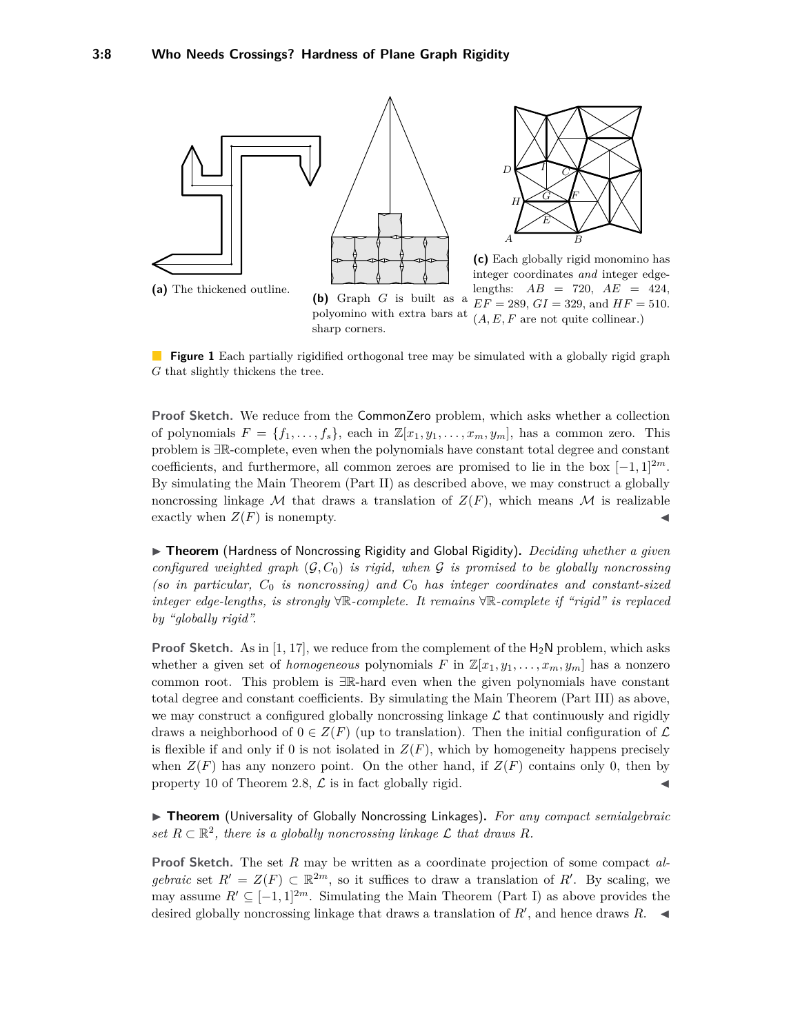**(a)** The thickened outline.

**(b)** Graph $G$ is built as a polyomino with extra bars at sharp corners.

**(c)** Each globally rigid monomino has integer coordinates *and* integer edge-lengths: $AB = 720$, $AE = 424$, $EF = 289$, $GI = 329$, and $HF = 510$. ($A, E, F$ are not quite collinear.)

**Figure 1** Each partially rigidified orthogonal tree may be simulated with a globally rigid graph $G$ that slightly thickens the tree.

**Proof Sketch.** We reduce from the CommonZero problem, which asks whether a collection of polynomials $F = \{f_1, \ldots, f_s\}$, each in $\mathbb{Z}[x_1, y_1, \ldots, x_m, y_m]$, has a common zero. This problem is $\exists\mathbb{R}$-complete, even when the polynomials have constant total degree and constant coefficients, and furthermore, all common zeroes are promised to lie in the box $[-1, 1]^{2m}$. By simulating the Main Theorem (Part II) as described above, we may construct a globally noncrossing linkage $\mathcal{M}$ that draws a translation of $Z(F)$, which means $\mathcal{M}$ is realizable exactly when $Z(F)$ is nonempty. ◀

▶ **Theorem** (Hardness of Noncrossing Rigidity and Global Rigidity)**.** *Deciding whether a given configured weighted graph $(\mathcal{G}, C_0)$ is rigid, when $\mathcal{G}$ is promised to be globally noncrossing (so in particular, $C_0$ is noncrossing) and $C_0$ has integer coordinates and constant-sized integer edge-lengths, is strongly $\forall\mathbb{R}$-complete. It remains $\forall\mathbb{R}$-complete if "rigid" is replaced by "globally rigid".*

**Proof Sketch.** As in [1, 17], we reduce from the complement of the $\mathsf{H_2N}$ problem, which asks whether a given set of *homogeneous* polynomials $F$ in $\mathbb{Z}[x_1, y_1, \ldots, x_m, y_m]$ has a nonzero common root. This problem is $\exists\mathbb{R}$-hard even when the given polynomials have constant total degree and constant coefficients. By simulating the Main Theorem (Part III) as above, we may construct a configured globally noncrossing linkage $\mathcal{L}$ that continuously and rigidly draws a neighborhood of $0 \in Z(F)$ (up to translation). Then the initial configuration of $\mathcal{L}$ is flexible if and only if 0 is not isolated in $Z(F)$, which by homogeneity happens precisely when $Z(F)$ has any nonzero point. On the other hand, if $Z(F)$ contains only 0, then by property 10 of Theorem 2.8, $\mathcal{L}$ is in fact globally rigid. ◀

▶ **Theorem** (Universality of Globally Noncrossing Linkages)**.** *For any compact semialgebraic set $R \subset \mathbb{R}^2$, there is a globally noncrossing linkage $\mathcal{L}$ that draws $R$.*

**Proof Sketch.** The set $R$ may be written as a coordinate projection of some compact *algebraic* set $R' = Z(F) \subset \mathbb{R}^{2m}$, so it suffices to draw a translation of $R'$. By scaling, we may assume $R' \subseteq [-1, 1]^{2m}$. Simulating the Main Theorem (Part I) as above provides the desired globally noncrossing linkage that draws a translation of $R'$, and hence draws $R$. ◀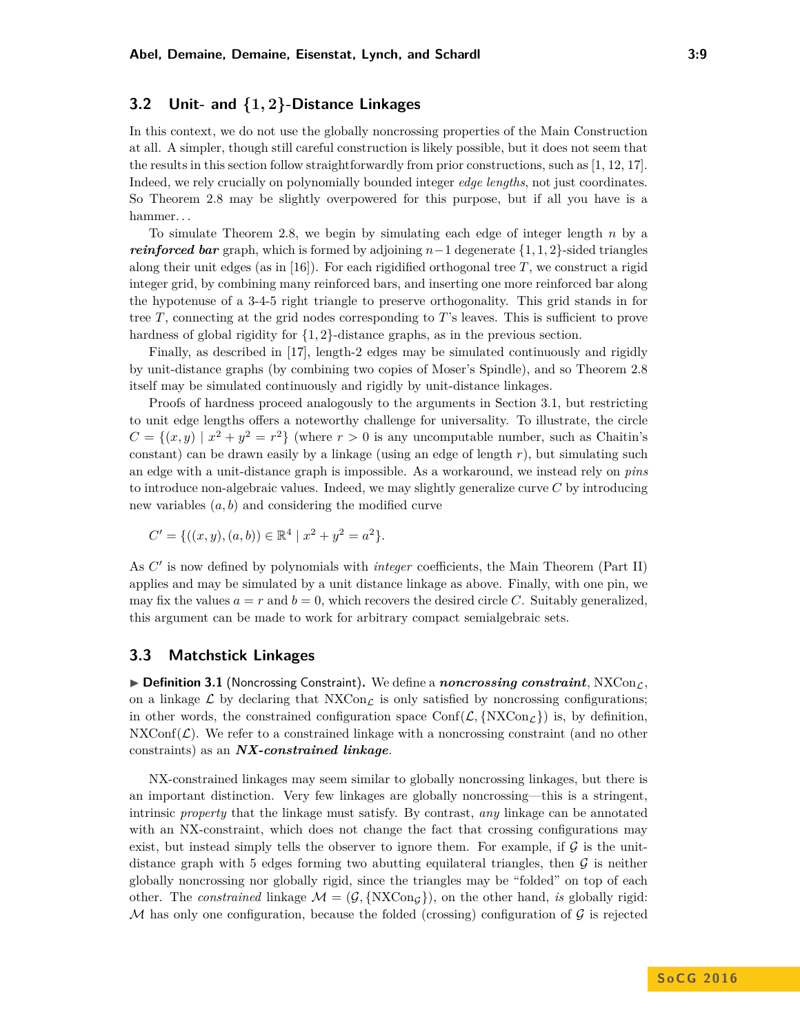## 3.2 Unit- and $\{1, 2\}$-Distance Linkages

In this context, we do not use the globally noncrossing properties of the Main Construction at all. A simpler, though still careful construction is likely possible, but it does not seem that the results in this section follow straightforwardly from prior constructions, such as [1, 12, 17]. Indeed, we rely crucially on polynomially bounded integer *edge lengths*, not just coordinates. So Theorem 2.8 may be slightly overpowered for this purpose, but if all you have is a hammer...

To simulate Theorem 2.8, we begin by simulating each edge of integer length $n$ by a ***reinforced bar*** graph, which is formed by adjoining $n-1$ degenerate $\{1, 1, 2\}$-sided triangles along their unit edges (as in [16]). For each rigidified orthogonal tree $T$, we construct a rigid integer grid, by combining many reinforced bars, and inserting one more reinforced bar along the hypotenuse of a 3-4-5 right triangle to preserve orthogonality. This grid stands in for tree $T$, connecting at the grid nodes corresponding to $T$'s leaves. This is sufficient to prove hardness of global rigidity for $\{1, 2\}$-distance graphs, as in the previous section.

Finally, as described in [17], length-2 edges may be simulated continuously and rigidly by unit-distance graphs (by combining two copies of Moser's Spindle), and so Theorem 2.8 itself may be simulated continuously and rigidly by unit-distance linkages.

Proofs of hardness proceed analogously to the arguments in Section 3.1, but restricting to unit edge lengths offers a noteworthy challenge for universality. To illustrate, the circle $C = \{(x, y) \mid x^2 + y^2 = r^2\}$ (where $r > 0$ is any uncomputable number, such as Chaitin's constant) can be drawn easily by a linkage (using an edge of length $r$), but simulating such an edge with a unit-distance graph is impossible. As a workaround, we instead rely on *pins* to introduce non-algebraic values. Indeed, we may slightly generalize curve $C$ by introducing new variables $(a, b)$ and considering the modified curve

$$C' = \{((x, y), (a, b)) \in \mathbb{R}^4 \mid x^2 + y^2 = a^2\}.$$

As $C'$ is now defined by polynomials with *integer* coefficients, the Main Theorem (Part II) applies and may be simulated by a unit distance linkage as above. Finally, with one pin, we may fix the values $a = r$ and $b = 0$, which recovers the desired circle $C$. Suitably generalized, this argument can be made to work for arbitrary compact semialgebraic sets.

## 3.3 Matchstick Linkages

▶ **Definition 3.1** (Noncrossing Constraint)**.** We define a ***noncrossing constraint***, $\mathrm{NXCon}_{\mathcal{L}}$, on a linkage $\mathcal{L}$ by declaring that $\mathrm{NXCon}_{\mathcal{L}}$ is only satisfied by noncrossing configurations; in other words, the constrained configuration space $\mathrm{Conf}(\mathcal{L}, \{\mathrm{NXCon}_{\mathcal{L}}\})$ is, by definition, $\mathrm{NXConf}(\mathcal{L})$. We refer to a constrained linkage with a noncrossing constraint (and no other constraints) as an ***NX-constrained linkage***.

NX-constrained linkages may seem similar to globally noncrossing linkages, but there is an important distinction. Very few linkages are globally noncrossing—this is a stringent, intrinsic *property* that the linkage must satisfy. By contrast, *any* linkage can be annotated with an NX-constraint, which does not change the fact that crossing configurations may exist, but instead simply tells the observer to ignore them. For example, if $\mathcal{G}$ is the unit-distance graph with 5 edges forming two abutting equilateral triangles, then $\mathcal{G}$ is neither globally noncrossing nor globally rigid, since the triangles may be "folded" on top of each other. The *constrained* linkage $\mathcal{M} = (\mathcal{G}, \{\mathrm{NXCon}_{\mathcal{G}}\})$, on the other hand, *is* globally rigid: $\mathcal{M}$ has only one configuration, because the folded (crossing) configuration of $\mathcal{G}$ is rejected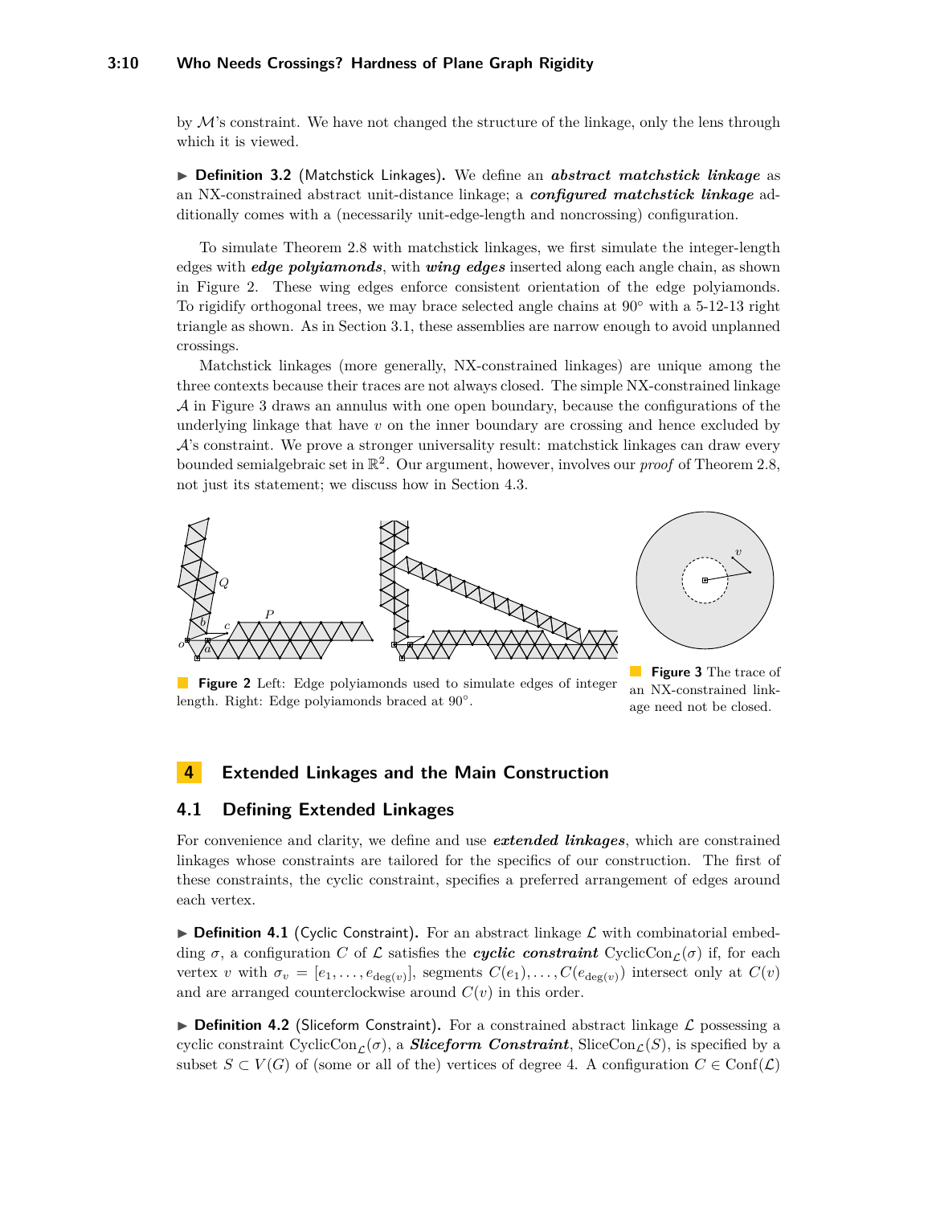by $\mathcal{M}$'s constraint. We have not changed the structure of the linkage, only the lens through which it is viewed.

▶ **Definition 3.2** (Matchstick Linkages)**.** We define an ***abstract matchstick linkage*** as an NX-constrained abstract unit-distance linkage; a ***configured matchstick linkage*** additionally comes with a (necessarily unit-edge-length and noncrossing) configuration.

To simulate Theorem 2.8 with matchstick linkages, we first simulate the integer-length edges with ***edge polyiamonds***, with ***wing edges*** inserted along each angle chain, as shown in Figure 2. These wing edges enforce consistent orientation of the edge polyiamonds. To rigidify orthogonal trees, we may brace selected angle chains at 90° with a 5-12-13 right triangle as shown. As in Section 3.1, these assemblies are narrow enough to avoid unplanned crossings.

Matchstick linkages (more generally, NX-constrained linkages) are unique among the three contexts because their traces are not always closed. The simple NX-constrained linkage $\mathcal{A}$ in Figure 3 draws an annulus with one open boundary, because the configurations of the underlying linkage that have $v$ on the inner boundary are crossing and hence excluded by $\mathcal{A}$'s constraint. We prove a stronger universality result: matchstick linkages can draw every bounded semialgebraic set in $\mathbb{R}^2$. Our argument, however, involves our *proof* of Theorem 2.8, not just its statement; we discuss how in Section 4.3.

**Figure 2** Left: Edge polyiamonds used to simulate edges of integer length. Right: Edge polyiamonds braced at 90°.

**Figure 3** The trace of an NX-constrained linkage need not be closed.

## 4 Extended Linkages and the Main Construction

### 4.1 Defining Extended Linkages

For convenience and clarity, we define and use ***extended linkages***, which are constrained linkages whose constraints are tailored for the specifics of our construction. The first of these constraints, the cyclic constraint, specifies a preferred arrangement of edges around each vertex.

▶ **Definition 4.1** (Cyclic Constraint)**.** For an abstract linkage $\mathcal{L}$ with combinatorial embedding $\sigma$, a configuration $C$ of $\mathcal{L}$ satisfies the ***cyclic constraint*** $\mathrm{CyclicCon}_{\mathcal{L}}(\sigma)$ if, for each vertex $v$ with $\sigma_v = [e_1, \ldots, e_{\deg(v)}]$, segments $C(e_1), \ldots, C(e_{\deg(v)})$ intersect only at $C(v)$ and are arranged counterclockwise around $C(v)$ in this order.

▶ **Definition 4.2** (Sliceform Constraint)**.** For a constrained abstract linkage $\mathcal{L}$ possessing a cyclic constraint $\mathrm{CyclicCon}_{\mathcal{L}}(\sigma)$, a ***Sliceform Constraint***, $\mathrm{SliceCon}_{\mathcal{L}}(S)$, is specified by a subset $S \subset V(G)$ of (some or all of the) vertices of degree 4. A configuration $C \in \mathrm{Conf}(\mathcal{L})$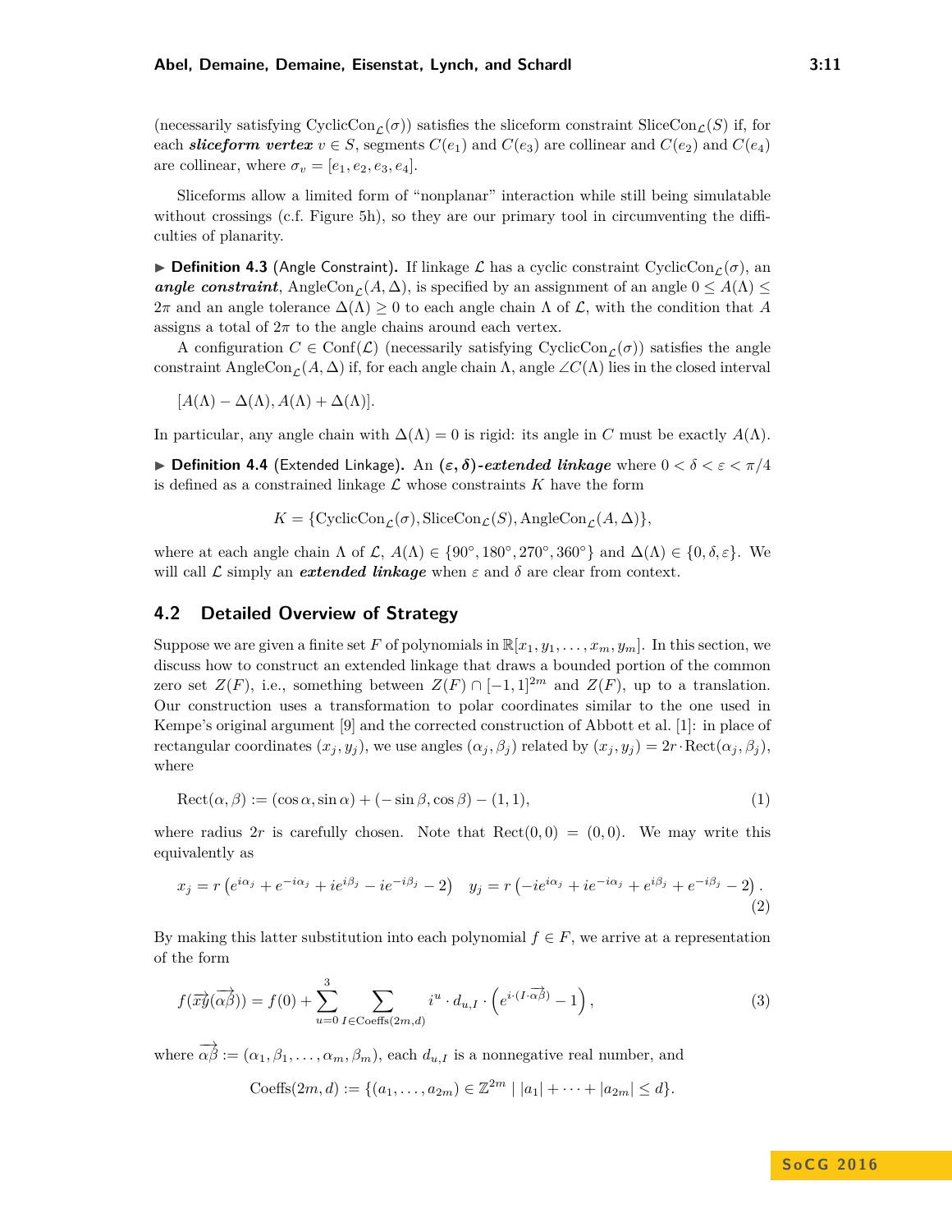(necessarily satisfying $\mathrm{CyclicCon}_{\mathcal{L}}(\sigma)$) satisfies the sliceform constraint $\mathrm{SliceCon}_{\mathcal{L}}(S)$ if, for each ***sliceform vertex*** $v \in S$, segments $C(e_1)$ and $C(e_3)$ are collinear and $C(e_2)$ and $C(e_4)$ are collinear, where $\sigma_v = [e_1, e_2, e_3, e_4]$.

Sliceforms allow a limited form of "nonplanar" interaction while still being simulatable without crossings (c.f. Figure 5h), so they are our primary tool in circumventing the difficulties of planarity.

▶ **Definition 4.3** (Angle Constraint)**.** If linkage $\mathcal{L}$ has a cyclic constraint $\mathrm{CyclicCon}_{\mathcal{L}}(\sigma)$, an ***angle constraint***, $\mathrm{AngleCon}_{\mathcal{L}}(A, \Delta)$, is specified by an assignment of an angle $0 \leq A(\Lambda) \leq 2\pi$ and an angle tolerance $\Delta(\Lambda) \geq 0$ to each angle chain $\Lambda$ of $\mathcal{L}$, with the condition that $A$ assigns a total of $2\pi$ to the angle chains around each vertex.

A configuration $C \in \mathrm{Conf}(\mathcal{L})$ (necessarily satisfying $\mathrm{CyclicCon}_{\mathcal{L}}(\sigma)$) satisfies the angle constraint $\mathrm{AngleCon}_{\mathcal{L}}(A, \Delta)$ if, for each angle chain $\Lambda$, angle $\angle C(\Lambda)$ lies in the closed interval

$$[A(\Lambda) - \Delta(\Lambda), A(\Lambda) + \Delta(\Lambda)].$$

In particular, any angle chain with $\Delta(\Lambda) = 0$ is rigid: its angle in $C$ must be exactly $A(\Lambda)$.

▶ **Definition 4.4** (Extended Linkage)**.** An ***$(\varepsilon, \delta)$-extended linkage*** where $0 < \delta < \varepsilon < \pi/4$ is defined as a constrained linkage $\mathcal{L}$ whose constraints $K$ have the form

$$K = \{\mathrm{CyclicCon}_{\mathcal{L}}(\sigma), \mathrm{SliceCon}_{\mathcal{L}}(S), \mathrm{AngleCon}_{\mathcal{L}}(A, \Delta)\},$$

where at each angle chain $\Lambda$ of $\mathcal{L}$, $A(\Lambda) \in \{90°, 180°, 270°, 360°\}$ and $\Delta(\Lambda) \in \{0, \delta, \varepsilon\}$. We will call $\mathcal{L}$ simply an ***extended linkage*** when $\varepsilon$ and $\delta$ are clear from context.

## 4.2 Detailed Overview of Strategy

Suppose we are given a finite set $F$ of polynomials in $\mathbb{R}[x_1, y_1, \ldots, x_m, y_m]$. In this section, we discuss how to construct an extended linkage that draws a bounded portion of the common zero set $Z(F)$, i.e., something between $Z(F) \cap [-1, 1]^{2m}$ and $Z(F)$, up to a translation. Our construction uses a transformation to polar coordinates similar to the one used in Kempe's original argument [9] and the corrected construction of Abbott et al. [1]: in place of rectangular coordinates $(x_j, y_j)$, we use angles $(\alpha_j, \beta_j)$ related by $(x_j, y_j) = 2r \cdot \mathrm{Rect}(\alpha_j, \beta_j)$, where

$$\mathrm{Rect}(\alpha, \beta) := (\cos\alpha, \sin\alpha) + (-\sin\beta, \cos\beta) - (1, 1), \tag{1}$$

where radius $2r$ is carefully chosen. Note that $\mathrm{Rect}(0, 0) = (0, 0)$. We may write this equivalently as

$$x_j = r\left(e^{i\alpha_j} + e^{-i\alpha_j} + ie^{i\beta_j} - ie^{-i\beta_j} - 2\right) \quad y_j = r\left(-ie^{i\alpha_j} + ie^{-i\alpha_j} + e^{i\beta_j} + e^{-i\beta_j} - 2\right). \tag{2}$$

By making this latter substitution into each polynomial $f \in F$, we arrive at a representation of the form

$$f(\overrightarrow{xy}(\overrightarrow{\alpha\beta})) = f(0) + \sum_{u=0}^{3} \sum_{I \in \mathrm{Coeffs}(2m,d)} i^u \cdot d_{u,I} \cdot \left(e^{i \cdot (I \cdot \overrightarrow{\alpha\beta})} - 1\right), \tag{3}$$

where $\overrightarrow{\alpha\beta} := (\alpha_1, \beta_1, \ldots, \alpha_m, \beta_m)$, each $d_{u,I}$ is a nonnegative real number, and

$$\mathrm{Coeffs}(2m, d) := \{(a_1, \ldots, a_{2m}) \in \mathbb{Z}^{2m} \mid |a_1| + \cdots + |a_{2m}| \leq d\}.$$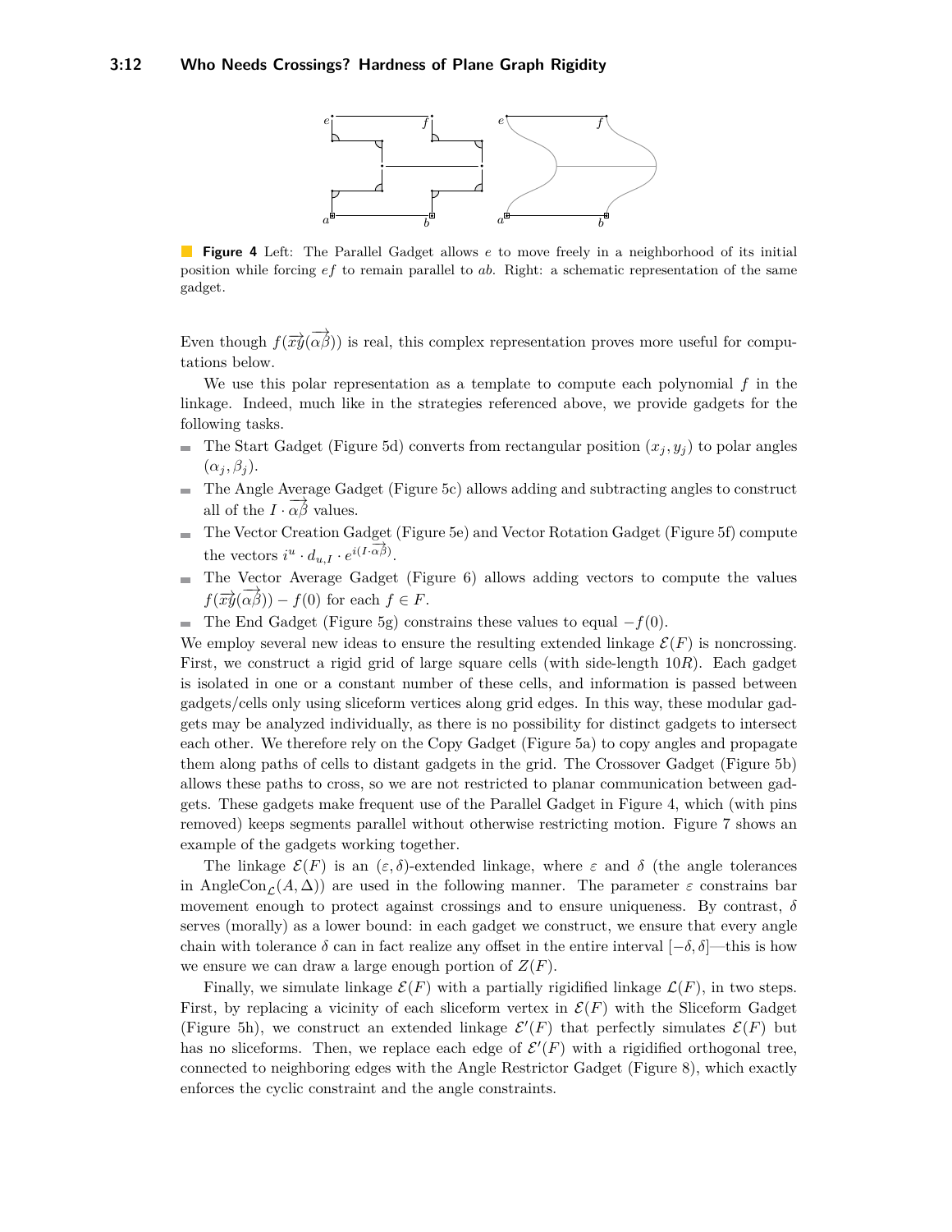**Figure 4** Left: The Parallel Gadget allows $e$ to move freely in a neighborhood of its initial position while forcing $ef$ to remain parallel to $ab$. Right: a schematic representation of the same gadget.

Even though $f(\overrightarrow{xy}(\overrightarrow{\alpha\beta}))$ is real, this complex representation proves more useful for computations below.

We use this polar representation as a template to compute each polynomial $f$ in the linkage. Indeed, much like in the strategies referenced above, we provide gadgets for the following tasks.

- The Start Gadget (Figure 5d) converts from rectangular position $(x_j, y_j)$ to polar angles $(\alpha_j, \beta_j)$.
- The Angle Average Gadget (Figure 5c) allows adding and subtracting angles to construct all of the $I \cdot \overrightarrow{\alpha\beta}$ values.
- The Vector Creation Gadget (Figure 5e) and Vector Rotation Gadget (Figure 5f) compute the vectors $i^u \cdot d_{u,I} \cdot e^{i(I \cdot \overrightarrow{\alpha\beta})}$.
- The Vector Average Gadget (Figure 6) allows adding vectors to compute the values $f(\overrightarrow{xy}(\overrightarrow{\alpha\beta})) - f(0)$ for each $f \in F$.
- The End Gadget (Figure 5g) constrains these values to equal $-f(0)$.

We employ several new ideas to ensure the resulting extended linkage $\mathcal{E}(F)$ is noncrossing. First, we construct a rigid grid of large square cells (with side-length $10R$). Each gadget is isolated in one or a constant number of these cells, and information is passed between gadgets/cells only using sliceform vertices along grid edges. In this way, these modular gadgets may be analyzed individually, as there is no possibility for distinct gadgets to intersect each other. We therefore rely on the Copy Gadget (Figure 5a) to copy angles and propagate them along paths of cells to distant gadgets in the grid. The Crossover Gadget (Figure 5b) allows these paths to cross, so we are not restricted to planar communication between gadgets. These gadgets make frequent use of the Parallel Gadget in Figure 4, which (with pins removed) keeps segments parallel without otherwise restricting motion. Figure 7 shows an example of the gadgets working together.

The linkage $\mathcal{E}(F)$ is an $(\varepsilon, \delta)$-extended linkage, where $\varepsilon$ and $\delta$ (the angle tolerances in $\text{AngleCon}_{\mathcal{L}}(A, \Delta)$) are used in the following manner. The parameter $\varepsilon$ constrains bar movement enough to protect against crossings and to ensure uniqueness. By contrast, $\delta$ serves (morally) as a lower bound: in each gadget we construct, we ensure that every angle chain with tolerance $\delta$ can in fact realize any offset in the entire interval $[-\delta, \delta]$—this is how we ensure we can draw a large enough portion of $Z(F)$.

Finally, we simulate linkage $\mathcal{E}(F)$ with a partially rigidified linkage $\mathcal{L}(F)$, in two steps. First, by replacing a vicinity of each sliceform vertex in $\mathcal{E}(F)$ with the Sliceform Gadget (Figure 5h), we construct an extended linkage $\mathcal{E}'(F)$ that perfectly simulates $\mathcal{E}(F)$ but has no sliceforms. Then, we replace each edge of $\mathcal{E}'(F)$ with a rigidified orthogonal tree, connected to neighboring edges with the Angle Restrictor Gadget (Figure 8), which exactly enforces the cyclic constraint and the angle constraints.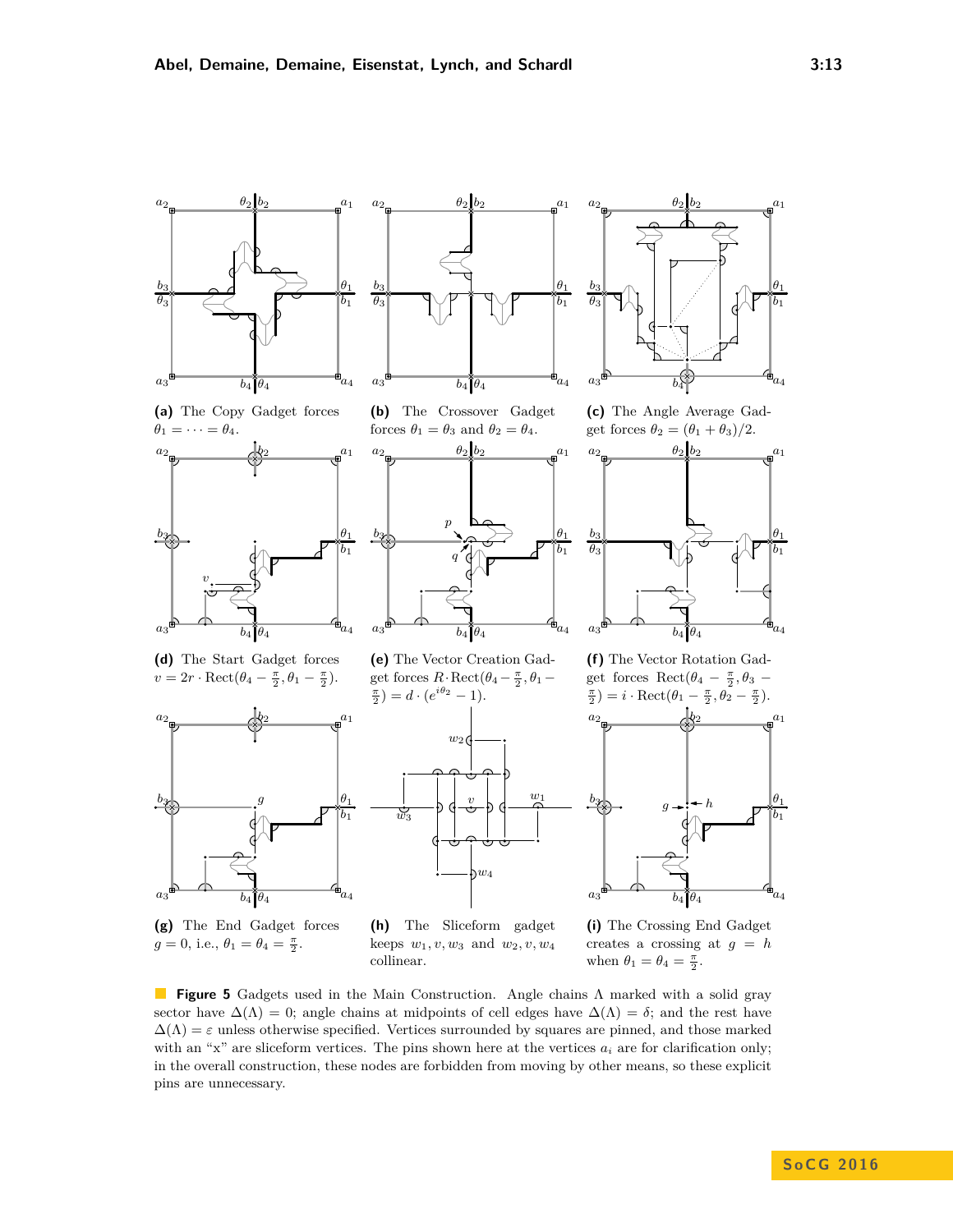**(a)** The Copy Gadget forces $\theta_1 = \cdots = \theta_4$.

**(b)** The Crossover Gadget forces $\theta_1 = \theta_3$ and $\theta_2 = \theta_4$.

**(c)** The Angle Average Gadget forces $\theta_2 = (\theta_1 + \theta_3)/2$.

**(d)** The Start Gadget forces $v = 2r \cdot \text{Rect}(\theta_4 - \frac{\pi}{2}, \theta_1 - \frac{\pi}{2})$.

**(e)** The Vector Creation Gadget forces $R \cdot \text{Rect}(\theta_4 - \frac{\pi}{2}, \theta_1 - \frac{\pi}{2}) = d \cdot (e^{i\theta_2} - 1)$.

**(f)** The Vector Rotation Gadget forces $\text{Rect}(\theta_4 - \frac{\pi}{2}, \theta_3 - \frac{\pi}{2}) = i \cdot \text{Rect}(\theta_1 - \frac{\pi}{2}, \theta_2 - \frac{\pi}{2})$.

**(g)** The End Gadget forces $g = 0$, i.e., $\theta_1 = \theta_4 = \frac{\pi}{2}$.

**(h)** The Sliceform gadget keeps $w_1, v, w_3$ and $w_2, v, w_4$ collinear.

**(i)** The Crossing End Gadget creates a crossing at $g = h$ when $\theta_1 = \theta_4 = \frac{\pi}{2}$.

**Figure 5** Gadgets used in the Main Construction. Angle chains $\Lambda$ marked with a solid gray sector have $\Delta(\Lambda) = 0$; angle chains at midpoints of cell edges have $\Delta(\Lambda) = \delta$; and the rest have $\Delta(\Lambda) = \varepsilon$ unless otherwise specified. Vertices surrounded by squares are pinned, and those marked with an "x" are sliceform vertices. The pins shown here at the vertices $a_i$ are for clarification only; in the overall construction, these nodes are forbidden from moving by other means, so these explicit pins are unnecessary.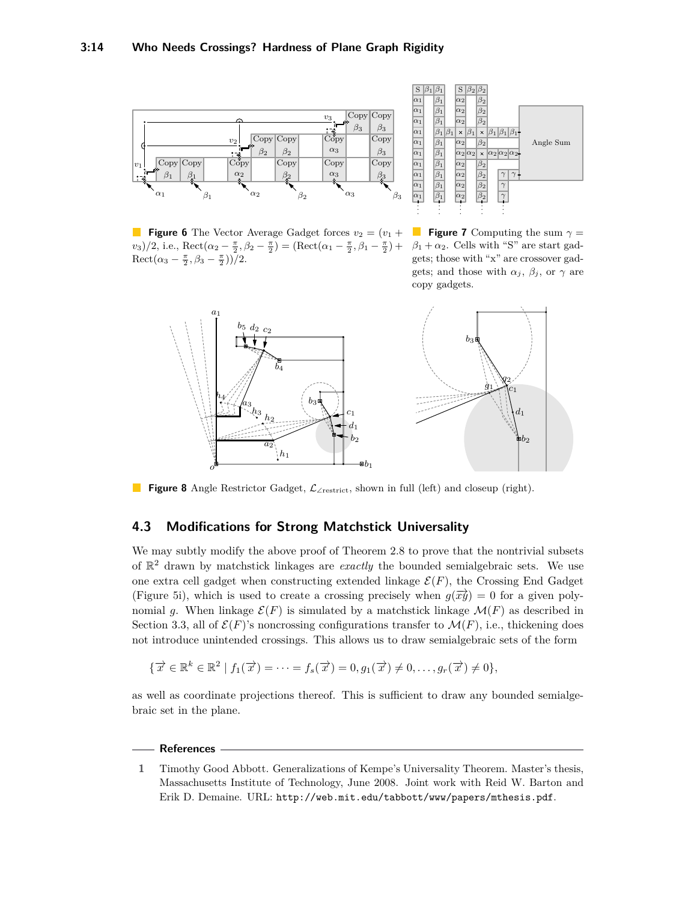**Figure 6** The Vector Average Gadget forces $v_2 = (v_1 + v_3)/2$, i.e., $\text{Rect}(\alpha_2 - \frac{\pi}{2}, \beta_2 - \frac{\pi}{2}) = (\text{Rect}(\alpha_1 - \frac{\pi}{2}, \beta_1 - \frac{\pi}{2}) + \text{Rect}(\alpha_3 - \frac{\pi}{2}, \beta_3 - \frac{\pi}{2}))/2$.

**Figure 7** Computing the sum $\gamma = \beta_1 + \alpha_2$. Cells with "S" are start gadgets; those with "x" are crossover gadgets; and those with $\alpha_j$, $\beta_j$, or $\gamma$ are copy gadgets.

**Figure 8** Angle Restrictor Gadget, $\mathcal{L}_{\angle\text{restrict}}$, shown in full (left) and closeup (right).

## 4.3 Modifications for Strong Matchstick Universality

We may subtly modify the above proof of Theorem 2.8 to prove that the nontrivial subsets of $\mathbb{R}^2$ drawn by matchstick linkages are *exactly* the bounded semialgebraic sets. We use one extra cell gadget when constructing extended linkage $\mathcal{E}(F)$, the Crossing End Gadget (Figure 5i), which is used to create a crossing precisely when $g(\overrightarrow{xy}) = 0$ for a given polynomial $g$. When linkage $\mathcal{E}(F)$ is simulated by a matchstick linkage $\mathcal{M}(F)$ as described in Section 3.3, all of $\mathcal{E}(F)$'s noncrossing configurations transfer to $\mathcal{M}(F)$, i.e., thickening does not introduce unintended crossings. This allows us to draw semialgebraic sets of the form

$$\{\overrightarrow{x} \in \mathbb{R}^k \in \mathbb{R}^2 \mid f_1(\overrightarrow{x}) = \cdots = f_s(\overrightarrow{x}) = 0, g_1(\overrightarrow{x}) \neq 0, \ldots, g_r(\overrightarrow{x}) \neq 0\},$$

as well as coordinate projections thereof. This is sufficient to draw any bounded semialgebraic set in the plane.

## References

1. Timothy Good Abbott. Generalizations of Kempe's Universality Theorem. Master's thesis, Massachusetts Institute of Technology, June 2008. Joint work with Reid W. Barton and Erik D. Demaine. URL: http://web.mit.edu/tabbott/www/papers/mthesis.pdf.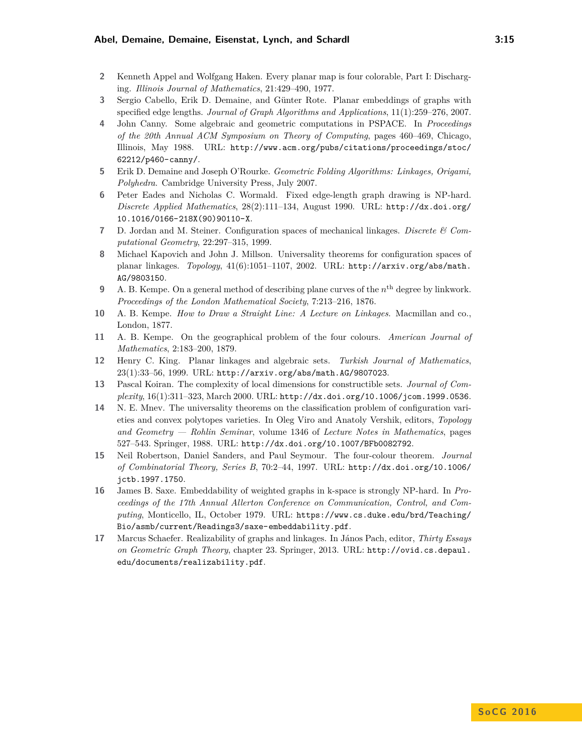2 Kenneth Appel and Wolfgang Haken. Every planar map is four colorable, Part I: Discharging. *Illinois Journal of Mathematics*, 21:429–490, 1977.

3 Sergio Cabello, Erik D. Demaine, and Günter Rote. Planar embeddings of graphs with specified edge lengths. *Journal of Graph Algorithms and Applications*, 11(1):259–276, 2007.

4 John Canny. Some algebraic and geometric computations in PSPACE. In *Proceedings of the 20th Annual ACM Symposium on Theory of Computing*, pages 460–469, Chicago, Illinois, May 1988. URL: `http://www.acm.org/pubs/citations/proceedings/stoc/62212/p460-canny/`.

5 Erik D. Demaine and Joseph O'Rourke. *Geometric Folding Algorithms: Linkages, Origami, Polyhedra*. Cambridge University Press, July 2007.

6 Peter Eades and Nicholas C. Wormald. Fixed edge-length graph drawing is NP-hard. *Discrete Applied Mathematics*, 28(2):111–134, August 1990. URL: `http://dx.doi.org/10.1016/0166-218X(90)90110-X`.

7 D. Jordan and M. Steiner. Configuration spaces of mechanical linkages. *Discrete & Computational Geometry*, 22:297–315, 1999.

8 Michael Kapovich and John J. Millson. Universality theorems for configuration spaces of planar linkages. *Topology*, 41(6):1051–1107, 2002. URL: `http://arxiv.org/abs/math.AG/9803150`.

9 A. B. Kempe. On a general method of describing plane curves of the $n^{\text{th}}$ degree by linkwork. *Proceedings of the London Mathematical Society*, 7:213–216, 1876.

10 A. B. Kempe. *How to Draw a Straight Line: A Lecture on Linkages*. Macmillan and co., London, 1877.

11 A. B. Kempe. On the geographical problem of the four colours. *American Journal of Mathematics*, 2:183–200, 1879.

12 Henry C. King. Planar linkages and algebraic sets. *Turkish Journal of Mathematics*, 23(1):33–56, 1999. URL: `http://arxiv.org/abs/math.AG/9807023`.

13 Pascal Koiran. The complexity of local dimensions for constructible sets. *Journal of Complexity*, 16(1):311–323, March 2000. URL: `http://dx.doi.org/10.1006/jcom.1999.0536`.

14 N. E. Mnev. The universality theorems on the classification problem of configuration varieties and convex polytopes varieties. In Oleg Viro and Anatoly Vershik, editors, *Topology and Geometry — Rohlin Seminar*, volume 1346 of *Lecture Notes in Mathematics*, pages 527–543. Springer, 1988. URL: `http://dx.doi.org/10.1007/BFb0082792`.

15 Neil Robertson, Daniel Sanders, and Paul Seymour. The four-colour theorem. *Journal of Combinatorial Theory, Series B*, 70:2–44, 1997. URL: `http://dx.doi.org/10.1006/jctb.1997.1750`.

16 James B. Saxe. Embeddability of weighted graphs in k-space is strongly NP-hard. In *Proceedings of the 17th Annual Allerton Conference on Communication, Control, and Computing*, Monticello, IL, October 1979. URL: `https://www.cs.duke.edu/brd/Teaching/Bio/asmb/current/Readings3/saxe-embeddability.pdf`.

17 Marcus Schaefer. Realizability of graphs and linkages. In János Pach, editor, *Thirty Essays on Geometric Graph Theory*, chapter 23. Springer, 2013. URL: `http://ovid.cs.depaul.edu/documents/realizability.pdf`.